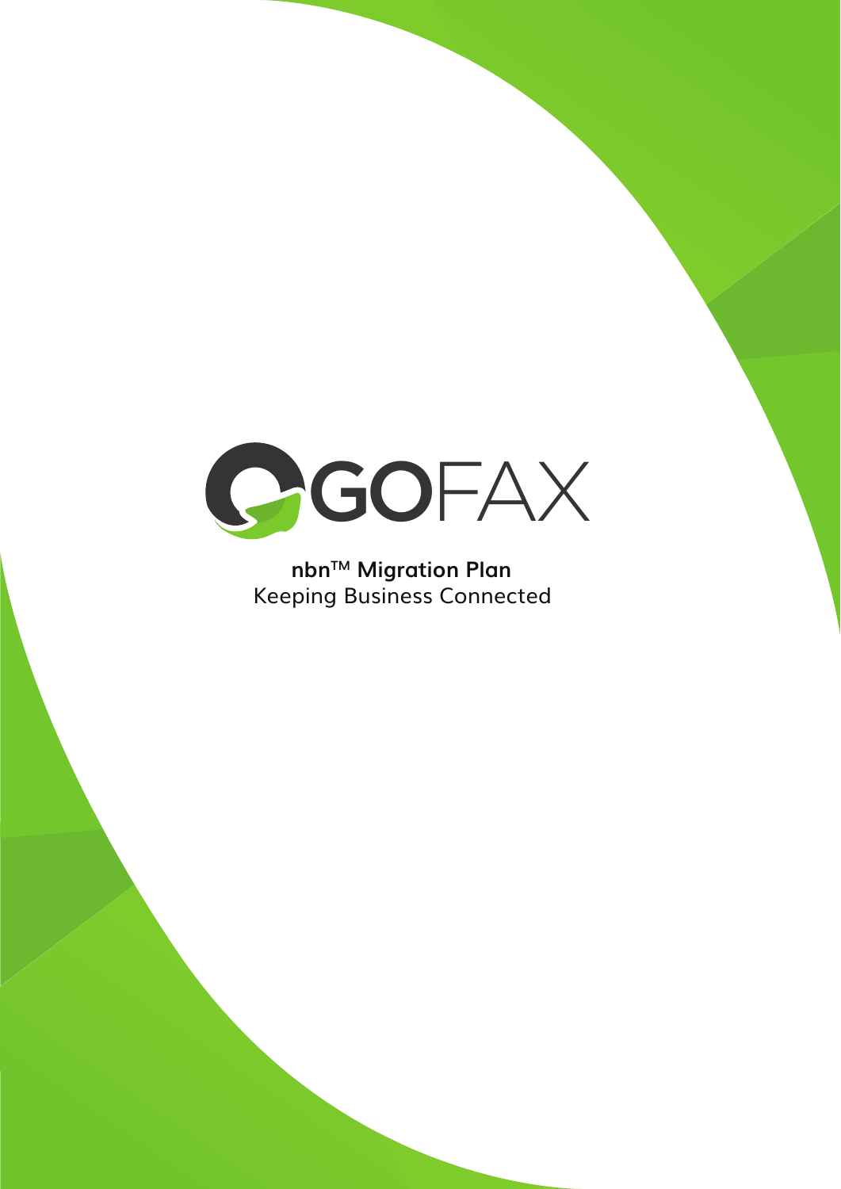GOFAX

**nbn™ Migration Plan**

Keeping Business Connected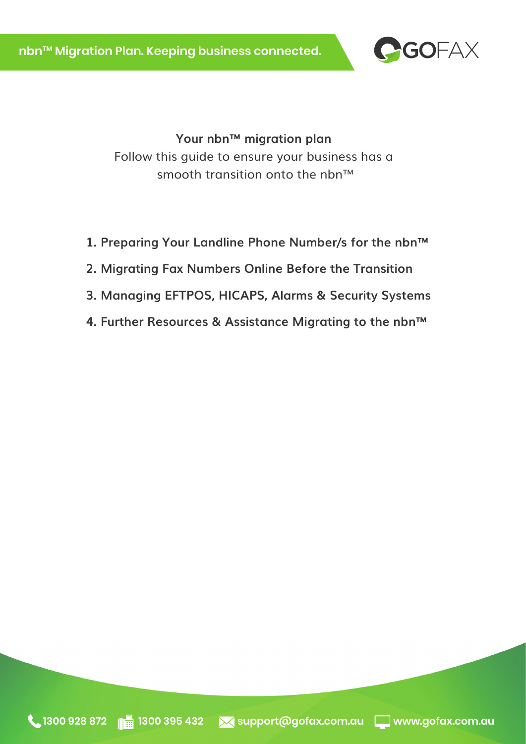## Your nbn™ migration plan

Follow this guide to ensure your business has a smooth transition onto the nbn™

1. **Preparing Your Landline Phone Number/s for the nbn™**
2. **Migrating Fax Numbers Online Before the Transition**
3. **Managing EFTPOS, HICAPS, Alarms & Security Systems**
4. **Further Resources & Assistance Migrating to the nbn™**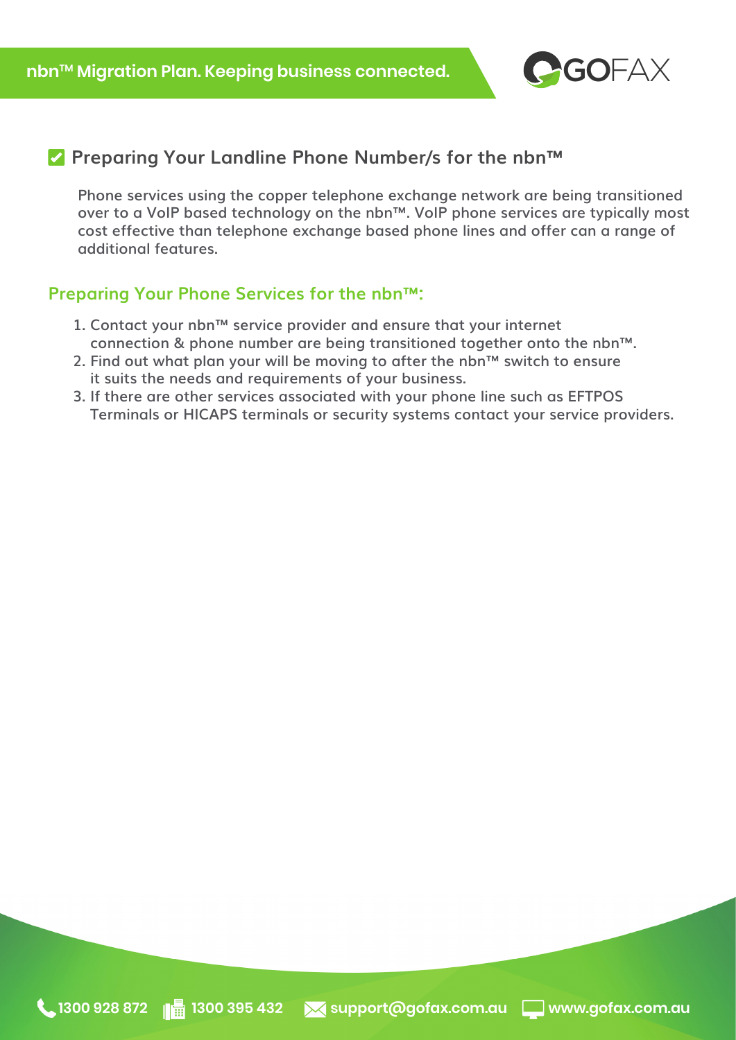## ✅ Preparing Your Landline Phone Number/s for the nbn™

Phone services using the copper telephone exchange network are being transitioned over to a VoIP based technology on the nbn™. VoIP phone services are typically most cost effective than telephone exchange based phone lines and offer can a range of additional features.

### Preparing Your Phone Services for the nbn™:

1. Contact your nbn™ service provider and ensure that your internet connection & phone number are being transitioned together onto the nbn™.
2. Find out what plan your will be moving to after the nbn™ switch to ensure it suits the needs and requirements of your business.
3. If there are other services associated with your phone line such as EFTPOS Terminals or HICAPS terminals or security systems contact your service providers.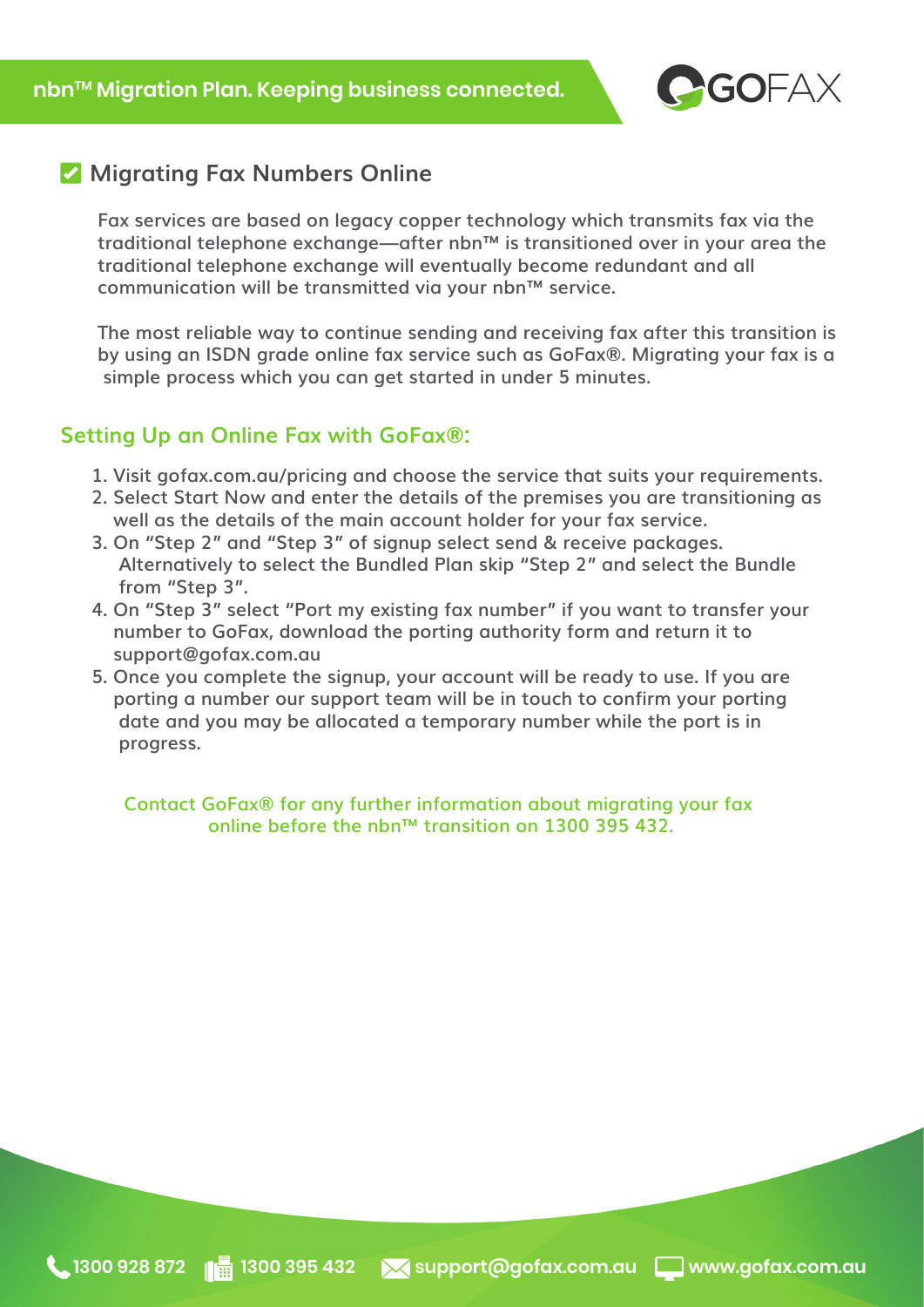## Migrating Fax Numbers Online

Fax services are based on legacy copper technology which transmits fax via the traditional telephone exchange—after nbn™ is transitioned over in your area the traditional telephone exchange will eventually become redundant and all communication will be transmitted via your nbn™ service.

The most reliable way to continue sending and receiving fax after this transition is by using an ISDN grade online fax service such as GoFax®. Migrating your fax is a simple process which you can get started in under 5 minutes.

### Setting Up an Online Fax with GoFax®:

1. Visit gofax.com.au/pricing and choose the service that suits your requirements.
2. Select Start Now and enter the details of the premises you are transitioning as well as the details of the main account holder for your fax service.
3. On "Step 2" and "Step 3" of signup select send & receive packages. Alternatively to select the Bundled Plan skip "Step 2" and select the Bundle from "Step 3".
4. On "Step 3" select "Port my existing fax number" if you want to transfer your number to GoFax, download the porting authority form and return it to support@gofax.com.au
5. Once you complete the signup, your account will be ready to use. If you are porting a number our support team will be in touch to confirm your porting date and you may be allocated a temporary number while the port is in progress.

Contact GoFax® for any further information about migrating your fax online before the nbn™ transition on 1300 395 432.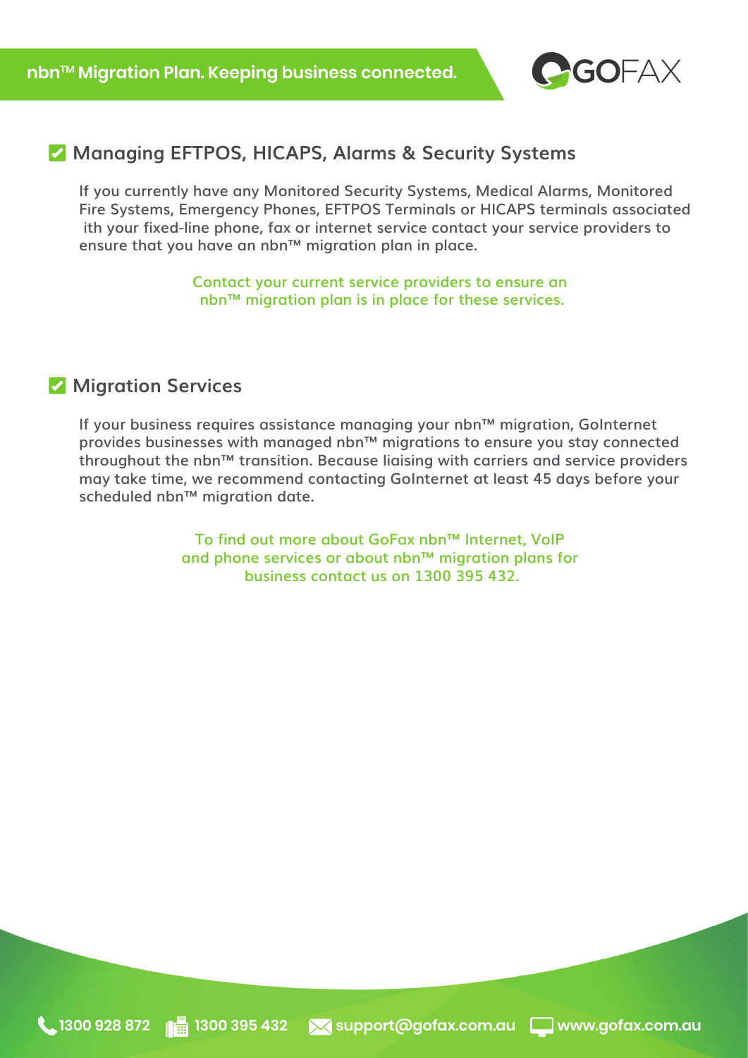## Managing EFTPOS, HICAPS, Alarms & Security Systems

If you currently have any Monitored Security Systems, Medical Alarms, Monitored Fire Systems, Emergency Phones, EFTPOS Terminals or HICAPS terminals associated ith your fixed-line phone, fax or internet service contact your service providers to ensure that you have an nbn™ migration plan in place.

Contact your current service providers to ensure an nbn™ migration plan is in place for these services.

## Migration Services

If your business requires assistance managing your nbn™ migration, GoInternet provides businesses with managed nbn™ migrations to ensure you stay connected throughout the nbn™ transition. Because liaising with carriers and service providers may take time, we recommend contacting GoInternet at least 45 days before your scheduled nbn™ migration date.

To find out more about GoFax nbn™ Internet, VoIP and phone services or about nbn™ migration plans for business contact us on 1300 395 432.